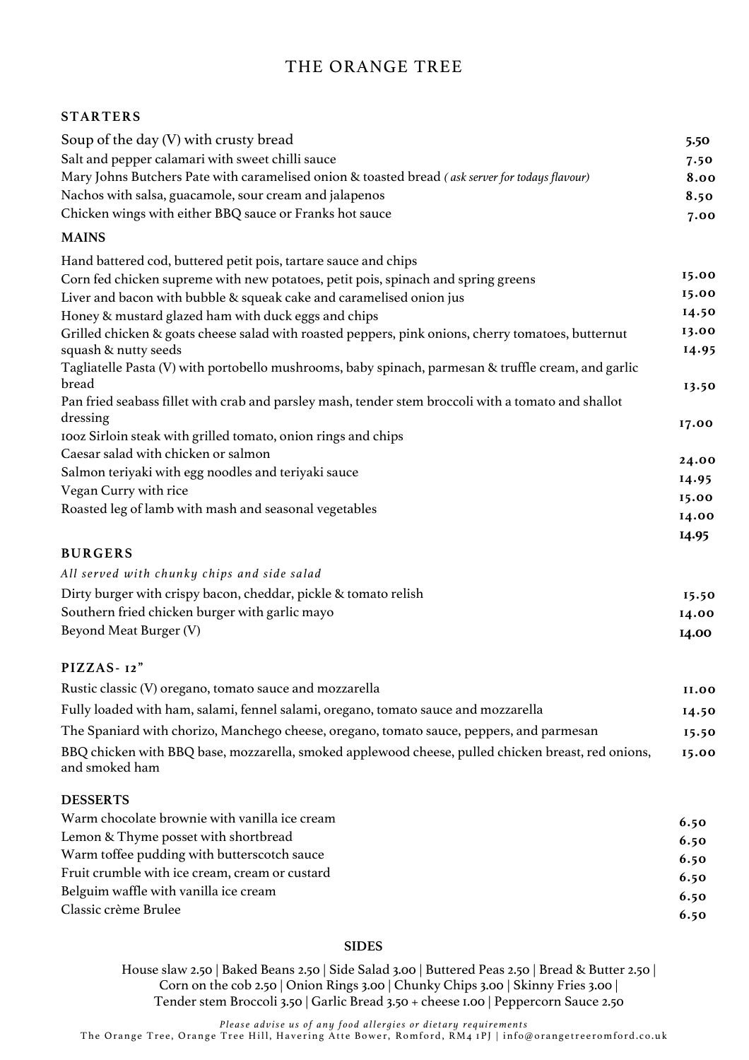# THE ORANGE TREE

## STARTERS

| Item | Price |
| --- | --- |
| Soup of the day (V) with crusty bread | 5.50 |
| Salt and pepper calamari with sweet chilli sauce | 7.50 |
| Mary Johns Butchers Pate with caramelised onion & toasted bread *( ask server for todays flavour)* | 8.00 |
| Nachos with salsa, guacamole, sour cream and jalapenos | 8.50 |
| Chicken wings with either BBQ sauce or Franks hot sauce | 7.00 |

## MAINS

| Item | Price |
| --- | --- |
| Hand battered cod, buttered petit pois, tartare sauce and chips | 15.00 |
| Corn fed chicken supreme with new potatoes, petit pois, spinach and spring greens | 15.00 |
| Liver and bacon with bubble & squeak cake and caramelised onion jus | 14.50 |
| Honey & mustard glazed ham with duck eggs and chips | 13.00 |
| Grilled chicken & goats cheese salad with roasted peppers, pink onions, cherry tomatoes, butternut squash & nutty seeds | 14.95 |
| Tagliatelle Pasta (V) with portobello mushrooms, baby spinach, parmesan & truffle cream, and garlic bread | 13.50 |
| Pan fried seabass fillet with crab and parsley mash, tender stem broccoli with a tomato and shallot dressing | 17.00 |
| 10oz Sirloin steak with grilled tomato, onion rings and chips | 24.00 |
| Caesar salad with chicken or salmon | 14.95 |
| Salmon teriyaki with egg noodles and teriyaki sauce | 15.00 |
| Vegan Curry with rice | 14.00 |
| Roasted leg of lamb with mash and seasonal vegetables | 14.95 |

## BURGERS

*All served with chunky chips and side salad*

| Item | Price |
| --- | --- |
| Dirty burger with crispy bacon, cheddar, pickle & tomato relish | 15.50 |
| Southern fried chicken burger with garlic mayo | 14.00 |
| Beyond Meat Burger (V) | 14.00 |

## PIZZAS- 12"

| Item | Price |
| --- | --- |
| Rustic classic (V) oregano, tomato sauce and mozzarella | 11.00 |
| Fully loaded with ham, salami, fennel salami, oregano, tomato sauce and mozzarella | 14.50 |
| The Spaniard with chorizo, Manchego cheese, oregano, tomato sauce, peppers, and parmesan | 15.50 |
| BBQ chicken with BBQ base, mozzarella, smoked applewood cheese, pulled chicken breast, red onions, and smoked ham | 15.00 |

## DESSERTS

| Item | Price |
| --- | --- |
| Warm chocolate brownie with vanilla ice cream | 6.50 |
| Lemon & Thyme posset with shortbread | 6.50 |
| Warm toffee pudding with butterscotch sauce | 6.50 |
| Fruit crumble with ice cream, cream or custard | 6.50 |
| Belguim waffle with vanilla ice cream | 6.50 |
| Classic crème Brulee | 6.50 |

## SIDES

House slaw 2.50 | Baked Beans 2.50 | Side Salad 3.00 | Buttered Peas 2.50 | Bread & Butter 2.50 | Corn on the cob 2.50 | Onion Rings 3.00 | Chunky Chips 3.00 | Skinny Fries 3.00 | Tender stem Broccoli 3.50 | Garlic Bread 3.50 + cheese 1.00 | Peppercorn Sauce 2.50

*Please advise us of any food allergies or dietary requirements*

The Orange Tree, Orange Tree Hill, Havering Atte Bower, Romford, RM4 1PJ | info@orangetreeromford.co.uk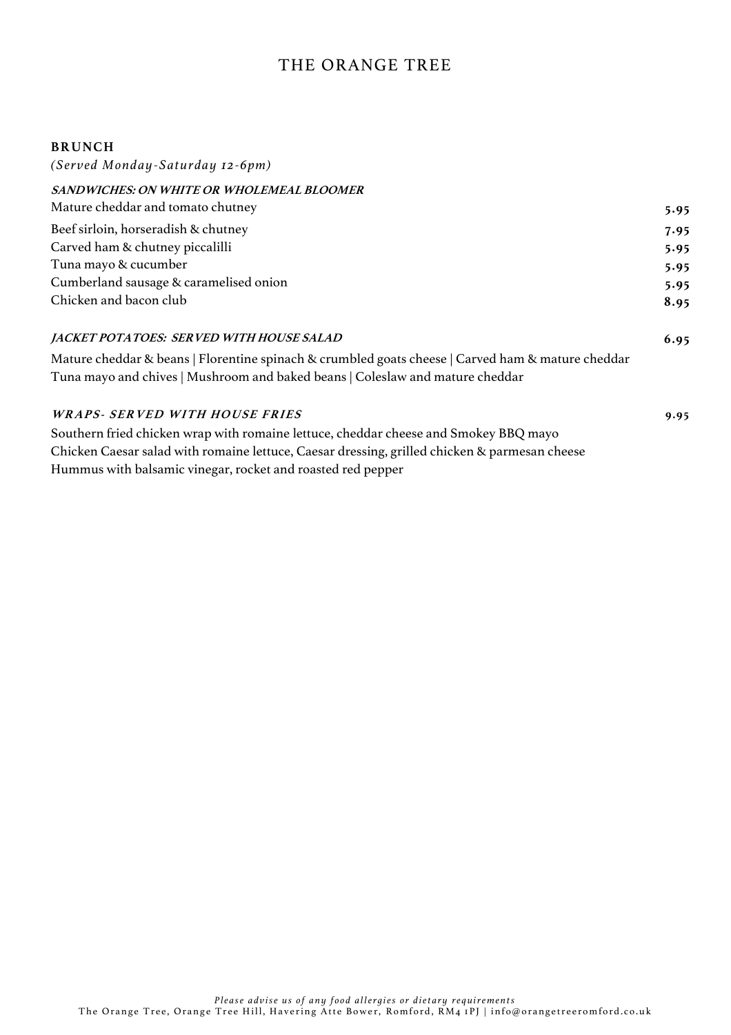# THE ORANGE TREE

## BRUNCH

*(Served Monday-Saturday 12-6pm)*

***SANDWICHES: ON WHITE OR WHOLEMEAL BLOOMER***

| | |
|---|---|
| Mature cheddar and tomato chutney | **5.95** |
| Beef sirloin, horseradish & chutney | **7.95** |
| Carved ham & chutney piccalilli | **5.95** |
| Tuna mayo & cucumber | **5.95** |
| Cumberland sausage & caramelised onion | **5.95** |
| Chicken and bacon club | **8.95** |

***JACKET POTATOES: SERVED WITH HOUSE SALAD*** **6.95**

Mature cheddar & beans | Florentine spinach & crumbled goats cheese | Carved ham & mature cheddar
Tuna mayo and chives | Mushroom and baked beans | Coleslaw and mature cheddar

***WRAPS- SERVED WITH HOUSE FRIES*** **9.95**

Southern fried chicken wrap with romaine lettuce, cheddar cheese and Smokey BBQ mayo
Chicken Caesar salad with romaine lettuce, Caesar dressing, grilled chicken & parmesan cheese
Hummus with balsamic vinegar, rocket and roasted red pepper

*Please advise us of any food allergies or dietary requirements*
The Orange Tree, Orange Tree Hill, Havering Atte Bower, Romford, RM4 1PJ | info@orangetreeromford.co.uk